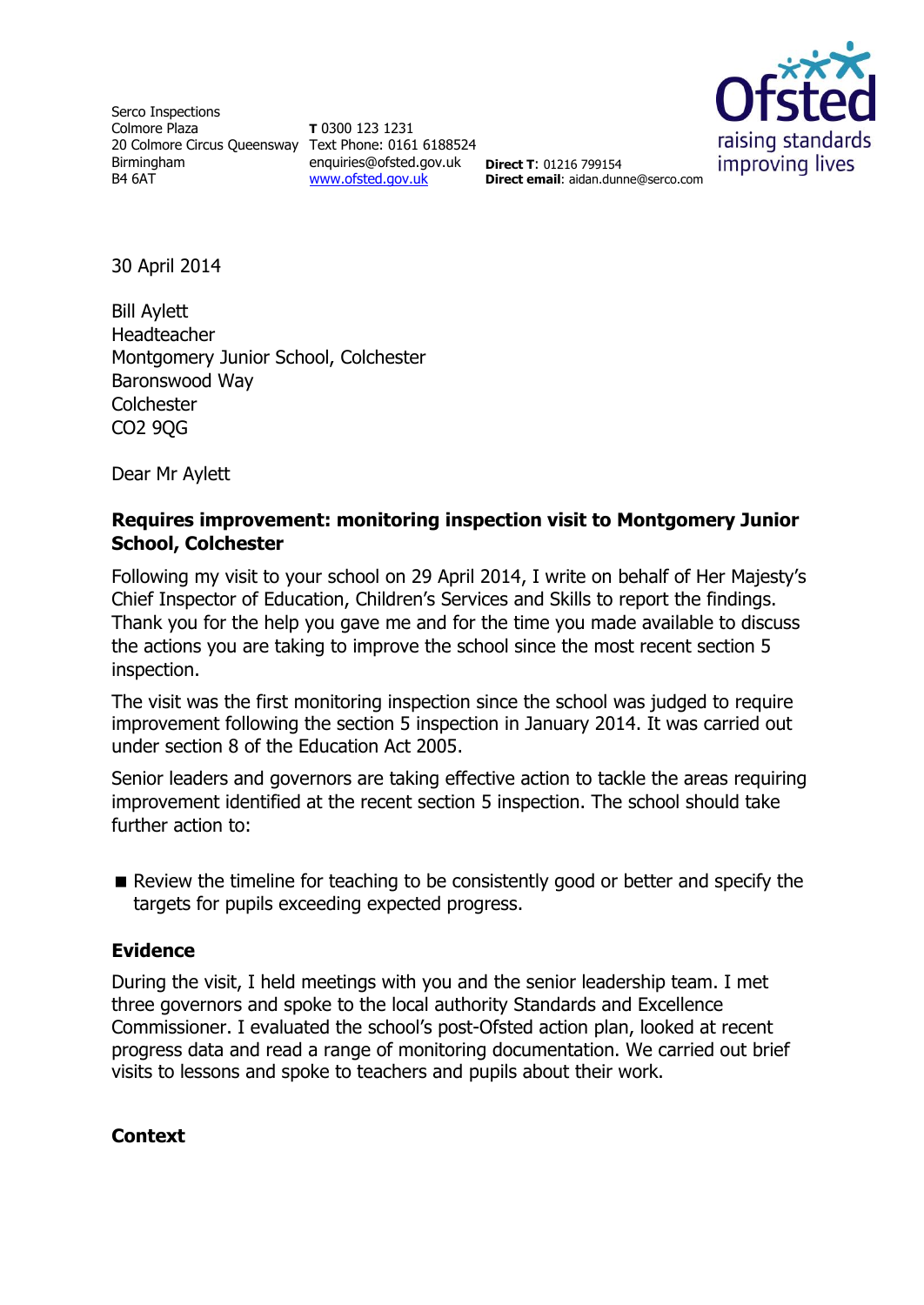Serco Inspections
Colmore Plaza
20 Colmore Circus Queensway
Birmingham
B4 6AT

**T** 0300 123 1231
Text Phone: 0161 6188524
enquiries@ofsted.gov.uk
[www.ofsted.gov.uk](http://www.ofsted.gov.uk)

**Direct T**: 01216 799154
**Direct email**: aidan.dunne@serco.com

30 April 2014

Bill Aylett
Headteacher
Montgomery Junior School, Colchester
Baronswood Way
Colchester
CO2 9QG

Dear Mr Aylett

**Requires improvement: monitoring inspection visit to Montgomery Junior School, Colchester**

Following my visit to your school on 29 April 2014, I write on behalf of Her Majesty's Chief Inspector of Education, Children's Services and Skills to report the findings. Thank you for the help you gave me and for the time you made available to discuss the actions you are taking to improve the school since the most recent section 5 inspection.

The visit was the first monitoring inspection since the school was judged to require improvement following the section 5 inspection in January 2014. It was carried out under section 8 of the Education Act 2005.

Senior leaders and governors are taking effective action to tackle the areas requiring improvement identified at the recent section 5 inspection. The school should take further action to:

- Review the timeline for teaching to be consistently good or better and specify the targets for pupils exceeding expected progress.

## Evidence

During the visit, I held meetings with you and the senior leadership team. I met three governors and spoke to the local authority Standards and Excellence Commissioner. I evaluated the school's post-Ofsted action plan, looked at recent progress data and read a range of monitoring documentation. We carried out brief visits to lessons and spoke to teachers and pupils about their work.

## Context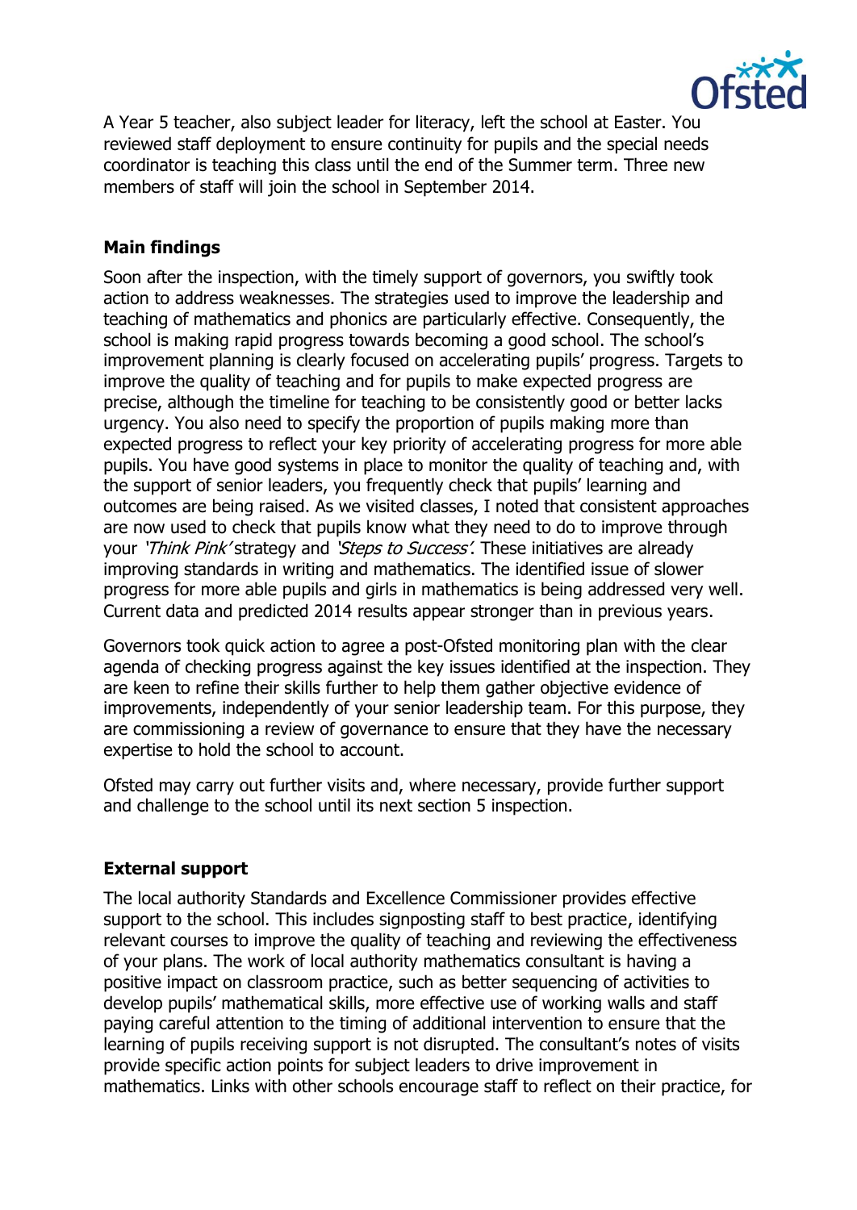A Year 5 teacher, also subject leader for literacy, left the school at Easter. You reviewed staff deployment to ensure continuity for pupils and the special needs coordinator is teaching this class until the end of the Summer term. Three new members of staff will join the school in September 2014.

## Main findings

Soon after the inspection, with the timely support of governors, you swiftly took action to address weaknesses. The strategies used to improve the leadership and teaching of mathematics and phonics are particularly effective. Consequently, the school is making rapid progress towards becoming a good school. The school's improvement planning is clearly focused on accelerating pupils' progress. Targets to improve the quality of teaching and for pupils to make expected progress are precise, although the timeline for teaching to be consistently good or better lacks urgency. You also need to specify the proportion of pupils making more than expected progress to reflect your key priority of accelerating progress for more able pupils. You have good systems in place to monitor the quality of teaching and, with the support of senior leaders, you frequently check that pupils' learning and outcomes are being raised. As we visited classes, I noted that consistent approaches are now used to check that pupils know what they need to do to improve through your *'Think Pink'* strategy and *'Steps to Success'*. These initiatives are already improving standards in writing and mathematics. The identified issue of slower progress for more able pupils and girls in mathematics is being addressed very well. Current data and predicted 2014 results appear stronger than in previous years.

Governors took quick action to agree a post-Ofsted monitoring plan with the clear agenda of checking progress against the key issues identified at the inspection. They are keen to refine their skills further to help them gather objective evidence of improvements, independently of your senior leadership team. For this purpose, they are commissioning a review of governance to ensure that they have the necessary expertise to hold the school to account.

Ofsted may carry out further visits and, where necessary, provide further support and challenge to the school until its next section 5 inspection.

## External support

The local authority Standards and Excellence Commissioner provides effective support to the school. This includes signposting staff to best practice, identifying relevant courses to improve the quality of teaching and reviewing the effectiveness of your plans. The work of local authority mathematics consultant is having a positive impact on classroom practice, such as better sequencing of activities to develop pupils' mathematical skills, more effective use of working walls and staff paying careful attention to the timing of additional intervention to ensure that the learning of pupils receiving support is not disrupted. The consultant's notes of visits provide specific action points for subject leaders to drive improvement in mathematics. Links with other schools encourage staff to reflect on their practice, for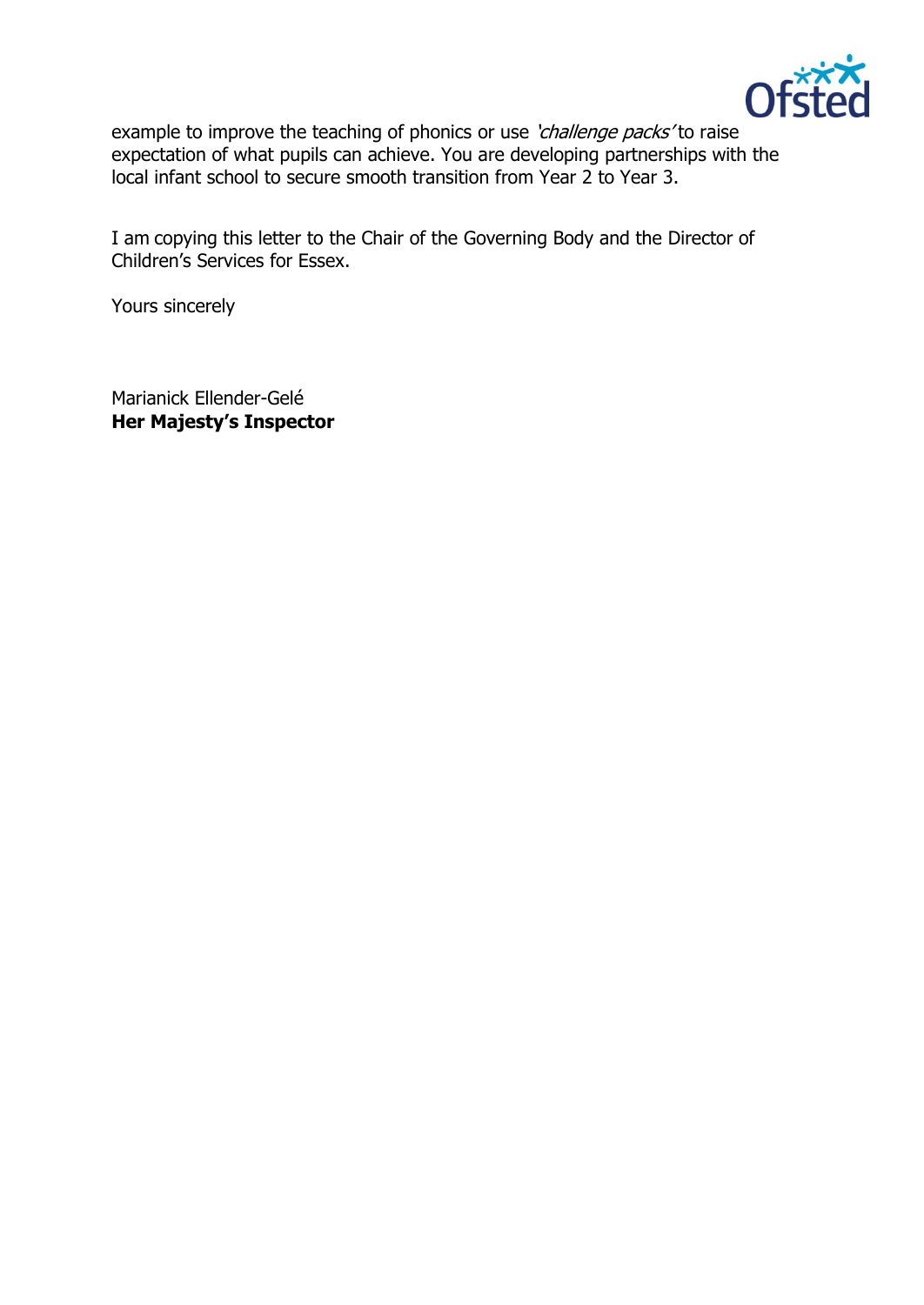example to improve the teaching of phonics or use *'challenge packs'* to raise expectation of what pupils can achieve. You are developing partnerships with the local infant school to secure smooth transition from Year 2 to Year 3.

I am copying this letter to the Chair of the Governing Body and the Director of Children's Services for Essex.

Yours sincerely

Marianick Ellender-Gelé
**Her Majesty's Inspector**